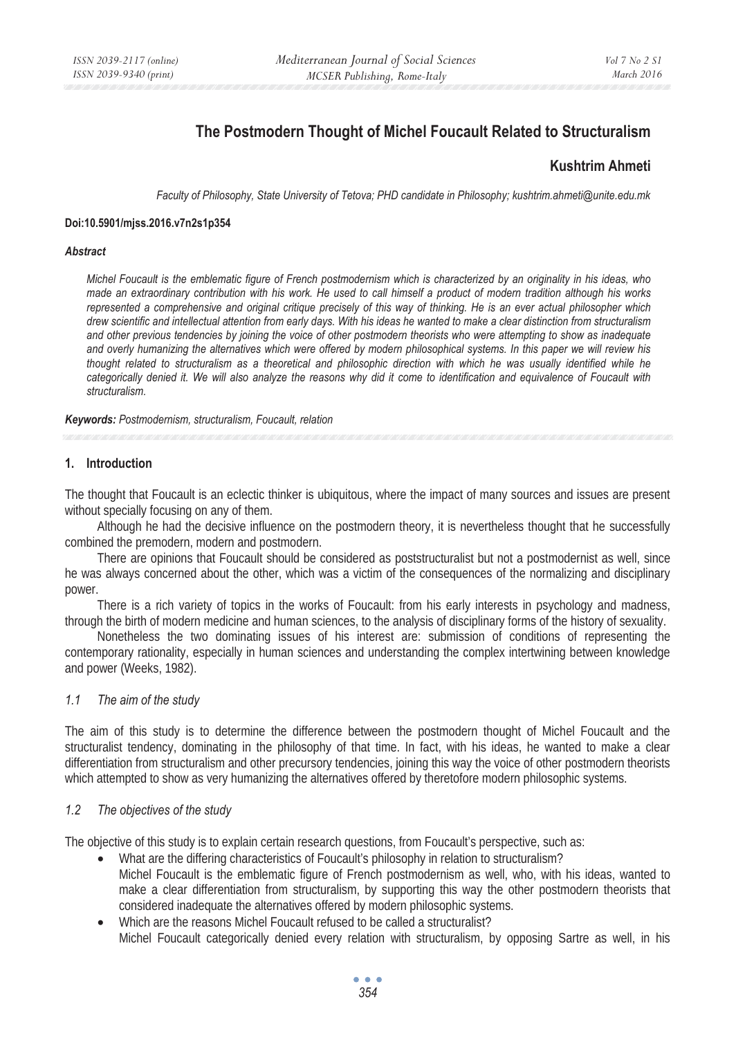# The Postmodern Thought of Michel Foucault Related to Structuralism

## Kushtrim Ahmeti

*Faculty of Philosophy, State University of Tetova; PHD candidate in Philosophy; kushtrim.ahmeti@unite.edu.mk*

**Doi:10.5901/mjss.2016.v7n2s1p354**

### *Abstract*

*Michel Foucault is the emblematic figure of French postmodernism which is characterized by an originality in his ideas, who made an extraordinary contribution with his work. He used to call himself a product of modern tradition although his works represented a comprehensive and original critique precisely of this way of thinking. He is an ever actual philosopher which drew scientific and intellectual attention from early days. With his ideas he wanted to make a clear distinction from structuralism and other previous tendencies by joining the voice of other postmodern theorists who were attempting to show as inadequate and overly humanizing the alternatives which were offered by modern philosophical systems. In this paper we will review his thought related to structuralism as a theoretical and philosophic direction with which he was usually identified while he categorically denied it. We will also analyze the reasons why did it come to identification and equivalence of Foucault with structuralism.*

***Keywords:** Postmodernism, structuralism, Foucault, relation*

## 1. Introduction

The thought that Foucault is an eclectic thinker is ubiquitous, where the impact of many sources and issues are present without specially focusing on any of them.

Although he had the decisive influence on the postmodern theory, it is nevertheless thought that he successfully combined the premodern, modern and postmodern.

There are opinions that Foucault should be considered as poststructuralist but not a postmodernist as well, since he was always concerned about the other, which was a victim of the consequences of the normalizing and disciplinary power.

There is a rich variety of topics in the works of Foucault: from his early interests in psychology and madness, through the birth of modern medicine and human sciences, to the analysis of disciplinary forms of the history of sexuality.

Nonetheless the two dominating issues of his interest are: submission of conditions of representing the contemporary rationality, especially in human sciences and understanding the complex intertwining between knowledge and power (Weeks, 1982).

### *1.1 The aim of the study*

The aim of this study is to determine the difference between the postmodern thought of Michel Foucault and the structuralist tendency, dominating in the philosophy of that time. In fact, with his ideas, he wanted to make a clear differentiation from structuralism and other precursory tendencies, joining this way the voice of other postmodern theorists which attempted to show as very humanizing the alternatives offered by theretofore modern philosophic systems.

### *1.2 The objectives of the study*

The objective of this study is to explain certain research questions, from Foucault's perspective, such as:

- What are the differing characteristics of Foucault's philosophy in relation to structuralism?
  Michel Foucault is the emblematic figure of French postmodernism as well, who, with his ideas, wanted to make a clear differentiation from structuralism, by supporting this way the other postmodern theorists that considered inadequate the alternatives offered by modern philosophic systems.
- Which are the reasons Michel Foucault refused to be called a structuralist?
  Michel Foucault categorically denied every relation with structuralism, by opposing Sartre as well, in his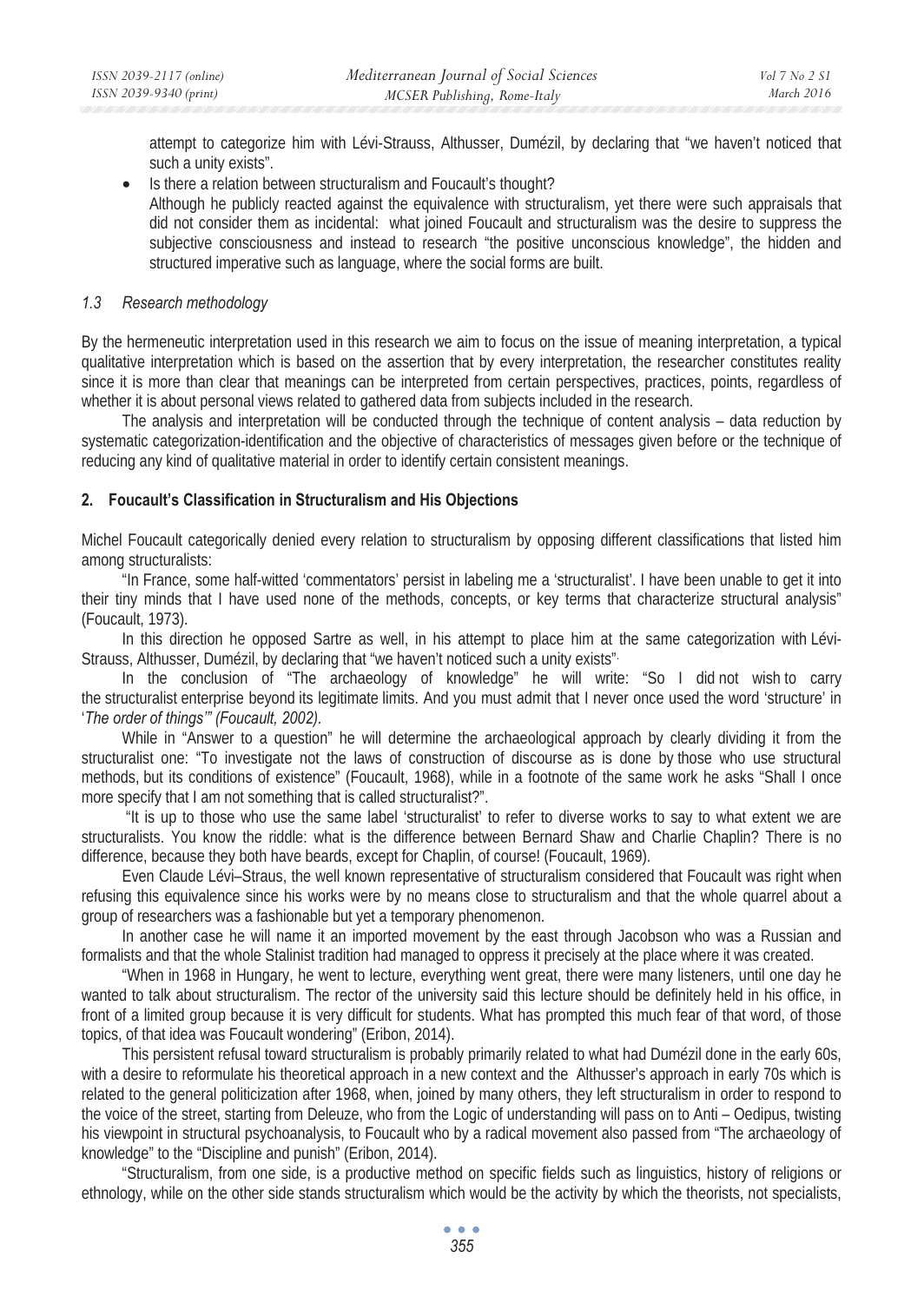attempt to categorize him with Lévi-Strauss, Althusser, Dumézil, by declaring that "we haven't noticed that such a unity exists".

- Is there a relation between structuralism and Foucault's thought?
  Although he publicly reacted against the equivalence with structuralism, yet there were such appraisals that did not consider them as incidental: what joined Foucault and structuralism was the desire to suppress the subjective consciousness and instead to research "the positive unconscious knowledge", the hidden and structured imperative such as language, where the social forms are built.

### *1.3 Research methodology*

By the hermeneutic interpretation used in this research we aim to focus on the issue of meaning interpretation, a typical qualitative interpretation which is based on the assertion that by every interpretation, the researcher constitutes reality since it is more than clear that meanings can be interpreted from certain perspectives, practices, points, regardless of whether it is about personal views related to gathered data from subjects included in the research.

The analysis and interpretation will be conducted through the technique of content analysis – data reduction by systematic categorization-identification and the objective of characteristics of messages given before or the technique of reducing any kind of qualitative material in order to identify certain consistent meanings.

## 2. Foucault's Classification in Structuralism and His Objections

Michel Foucault categorically denied every relation to structuralism by opposing different classifications that listed him among structuralists:

"In France, some half-witted 'commentators' persist in labeling me a 'structuralist'. I have been unable to get it into their tiny minds that I have used none of the methods, concepts, or key terms that characterize structural analysis" (Foucault, 1973).

In this direction he opposed Sartre as well, in his attempt to place him at the same categorization with Lévi-Strauss, Althusser, Dumézil, by declaring that "we haven't noticed such a unity exists".

In the conclusion of "The archaeology of knowledge" he will write: "So I did not wish to carry the structuralist enterprise beyond its legitimate limits. And you must admit that I never once used the word 'structure' in '*The order of things'" (Foucault, 2002).*

While in "Answer to a question" he will determine the archaeological approach by clearly dividing it from the structuralist one: "To investigate not the laws of construction of discourse as is done by those who use structural methods, but its conditions of existence" (Foucault, 1968), while in a footnote of the same work he asks "Shall I once more specify that I am not something that is called structuralist?".

"It is up to those who use the same label 'structuralist' to refer to diverse works to say to what extent we are structuralists. You know the riddle: what is the difference between Bernard Shaw and Charlie Chaplin? There is no difference, because they both have beards, except for Chaplin, of course! (Foucault, 1969).

Even Claude Lévi–Straus, the well known representative of structuralism considered that Foucault was right when refusing this equivalence since his works were by no means close to structuralism and that the whole quarrel about a group of researchers was a fashionable but yet a temporary phenomenon.

In another case he will name it an imported movement by the east through Jacobson who was a Russian and formalists and that the whole Stalinist tradition had managed to oppress it precisely at the place where it was created.

"When in 1968 in Hungary, he went to lecture, everything went great, there were many listeners, until one day he wanted to talk about structuralism. The rector of the university said this lecture should be definitely held in his office, in front of a limited group because it is very difficult for students. What has prompted this much fear of that word, of those topics, of that idea was Foucault wondering" (Eribon, 2014).

This persistent refusal toward structuralism is probably primarily related to what had Dumézil done in the early 60s, with a desire to reformulate his theoretical approach in a new context and the Althusser's approach in early 70s which is related to the general politicization after 1968, when, joined by many others, they left structuralism in order to respond to the voice of the street, starting from Deleuze, who from the Logic of understanding will pass on to Anti – Oedipus, twisting his viewpoint in structural psychoanalysis, to Foucault who by a radical movement also passed from "The archaeology of knowledge" to the "Discipline and punish" (Eribon, 2014).

"Structuralism, from one side, is a productive method on specific fields such as linguistics, history of religions or ethnology, while on the other side stands structuralism which would be the activity by which the theorists, not specialists,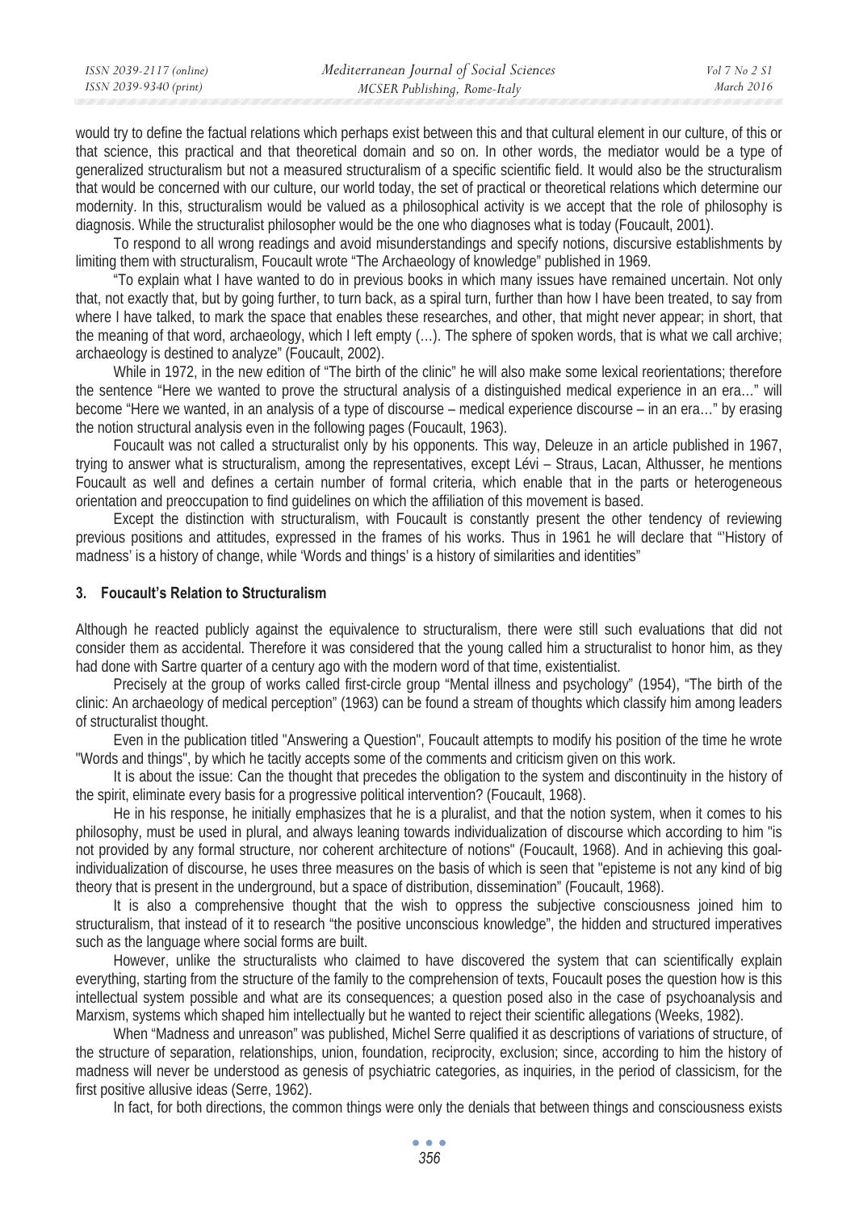would try to define the factual relations which perhaps exist between this and that cultural element in our culture, of this or that science, this practical and that theoretical domain and so on. In other words, the mediator would be a type of generalized structuralism but not a measured structuralism of a specific scientific field. It would also be the structuralism that would be concerned with our culture, our world today, the set of practical or theoretical relations which determine our modernity. In this, structuralism would be valued as a philosophical activity is we accept that the role of philosophy is diagnosis. While the structuralist philosopher would be the one who diagnoses what is today (Foucault, 2001).

To respond to all wrong readings and avoid misunderstandings and specify notions, discursive establishments by limiting them with structuralism, Foucault wrote "The Archaeology of knowledge" published in 1969.

"To explain what I have wanted to do in previous books in which many issues have remained uncertain. Not only that, not exactly that, but by going further, to turn back, as a spiral turn, further than how I have been treated, to say from where I have talked, to mark the space that enables these researches, and other, that might never appear; in short, that the meaning of that word, archaeology, which I left empty (…). The sphere of spoken words, that is what we call archive; archaeology is destined to analyze" (Foucault, 2002).

While in 1972, in the new edition of "The birth of the clinic" he will also make some lexical reorientations; therefore the sentence "Here we wanted to prove the structural analysis of a distinguished medical experience in an era…" will become "Here we wanted, in an analysis of a type of discourse – medical experience discourse – in an era…" by erasing the notion structural analysis even in the following pages (Foucault, 1963).

Foucault was not called a structuralist only by his opponents. This way, Deleuze in an article published in 1967, trying to answer what is structuralism, among the representatives, except Lévi – Straus, Lacan, Althusser, he mentions Foucault as well and defines a certain number of formal criteria, which enable that in the parts or heterogeneous orientation and preoccupation to find guidelines on which the affiliation of this movement is based.

Except the distinction with structuralism, with Foucault is constantly present the other tendency of reviewing previous positions and attitudes, expressed in the frames of his works. Thus in 1961 he will declare that "'History of madness' is a history of change, while 'Words and things' is a history of similarities and identities"

## 3. Foucault's Relation to Structuralism

Although he reacted publicly against the equivalence to structuralism, there were still such evaluations that did not consider them as accidental. Therefore it was considered that the young called him a structuralist to honor him, as they had done with Sartre quarter of a century ago with the modern word of that time, existentialist.

Precisely at the group of works called first-circle group "Mental illness and psychology" (1954), "The birth of the clinic: An archaeology of medical perception" (1963) can be found a stream of thoughts which classify him among leaders of structuralist thought.

Even in the publication titled "Answering a Question", Foucault attempts to modify his position of the time he wrote "Words and things", by which he tacitly accepts some of the comments and criticism given on this work.

It is about the issue: Can the thought that precedes the obligation to the system and discontinuity in the history of the spirit, eliminate every basis for a progressive political intervention? (Foucault, 1968).

He in his response, he initially emphasizes that he is a pluralist, and that the notion system, when it comes to his philosophy, must be used in plural, and always leaning towards individualization of discourse which according to him "is not provided by any formal structure, nor coherent architecture of notions" (Foucault, 1968). And in achieving this goal-individualization of discourse, he uses three measures on the basis of which is seen that "episteme is not any kind of big theory that is present in the underground, but a space of distribution, dissemination" (Foucault, 1968).

It is also a comprehensive thought that the wish to oppress the subjective consciousness joined him to structuralism, that instead of it to research "the positive unconscious knowledge", the hidden and structured imperatives such as the language where social forms are built.

However, unlike the structuralists who claimed to have discovered the system that can scientifically explain everything, starting from the structure of the family to the comprehension of texts, Foucault poses the question how is this intellectual system possible and what are its consequences; a question posed also in the case of psychoanalysis and Marxism, systems which shaped him intellectually but he wanted to reject their scientific allegations (Weeks, 1982).

When "Madness and unreason" was published, Michel Serre qualified it as descriptions of variations of structure, of the structure of separation, relationships, union, foundation, reciprocity, exclusion; since, according to him the history of madness will never be understood as genesis of psychiatric categories, as inquiries, in the period of classicism, for the first positive allusive ideas (Serre, 1962).

In fact, for both directions, the common things were only the denials that between things and consciousness exists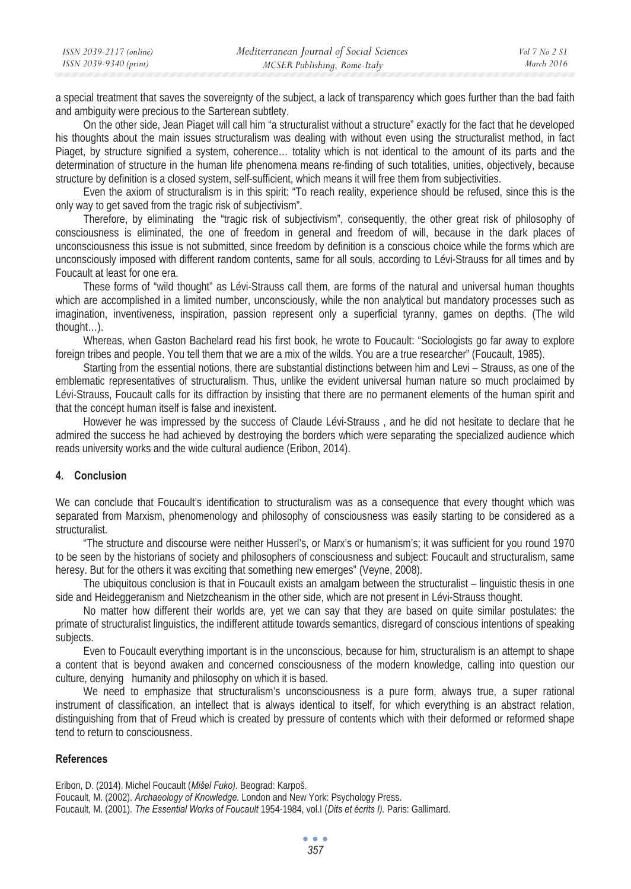a special treatment that saves the sovereignty of the subject, a lack of transparency which goes further than the bad faith and ambiguity were precious to the Sarterean subtlety.

On the other side, Jean Piaget will call him "a structuralist without a structure" exactly for the fact that he developed his thoughts about the main issues structuralism was dealing with without even using the structuralist method, in fact Piaget, by structure signified a system, coherence… totality which is not identical to the amount of its parts and the determination of structure in the human life phenomena means re-finding of such totalities, unities, objectively, because structure by definition is a closed system, self-sufficient, which means it will free them from subjectivities.

Even the axiom of structuralism is in this spirit: "To reach reality, experience should be refused, since this is the only way to get saved from the tragic risk of subjectivism".

Therefore, by eliminating the "tragic risk of subjectivism", consequently, the other great risk of philosophy of consciousness is eliminated, the one of freedom in general and freedom of will, because in the dark places of unconsciousness this issue is not submitted, since freedom by definition is a conscious choice while the forms which are unconsciously imposed with different random contents, same for all souls, according to Lévi-Strauss for all times and by Foucault at least for one era.

These forms of "wild thought" as Lévi-Strauss call them, are forms of the natural and universal human thoughts which are accomplished in a limited number, unconsciously, while the non analytical but mandatory processes such as imagination, inventiveness, inspiration, passion represent only a superficial tyranny, games on depths. (The wild thought…).

Whereas, when Gaston Bachelard read his first book, he wrote to Foucault: "Sociologists go far away to explore foreign tribes and people. You tell them that we are a mix of the wilds. You are a true researcher" (Foucault, 1985).

Starting from the essential notions, there are substantial distinctions between him and Levi – Strauss, as one of the emblematic representatives of structuralism. Thus, unlike the evident universal human nature so much proclaimed by Lévi-Strauss, Foucault calls for its diffraction by insisting that there are no permanent elements of the human spirit and that the concept human itself is false and inexistent.

However he was impressed by the success of Claude Lévi-Strauss , and he did not hesitate to declare that he admired the success he had achieved by destroying the borders which were separating the specialized audience which reads university works and the wide cultural audience (Eribon, 2014).

## 4. Conclusion

We can conclude that Foucault's identification to structuralism was as a consequence that every thought which was separated from Marxism, phenomenology and philosophy of consciousness was easily starting to be considered as a structuralist.

"The structure and discourse were neither Husserl's, or Marx's or humanism's; it was sufficient for you round 1970 to be seen by the historians of society and philosophers of consciousness and subject: Foucault and structuralism, same heresy. But for the others it was exciting that something new emerges" (Veyne, 2008).

The ubiquitous conclusion is that in Foucault exists an amalgam between the structuralist – linguistic thesis in one side and Heideggeranism and Nietzcheanism in the other side, which are not present in Lévi-Strauss thought.

No matter how different their worlds are, yet we can say that they are based on quite similar postulates: the primate of structuralist linguistics, the indifferent attitude towards semantics, disregard of conscious intentions of speaking subjects.

Even to Foucault everything important is in the unconscious, because for him, structuralism is an attempt to shape a content that is beyond awaken and concerned consciousness of the modern knowledge, calling into question our culture, denying humanity and philosophy on which it is based.

We need to emphasize that structuralism's unconsciousness is a pure form, always true, a super rational instrument of classification, an intellect that is always identical to itself, for which everything is an abstract relation, distinguishing from that of Freud which is created by pressure of contents which with their deformed or reformed shape tend to return to consciousness.

## References

Eribon, D. (2014). Michel Foucault (*Mišel Fuko)*. Beograd: Karpoš.

Foucault, M. (2002). *Archaeology of Knowledge.* London and New York: Psychology Press.

Foucault, M. (2001). *The Essential Works of Foucault* 1954-1984, vol.I (*Dits et écrits I).* Paris: Gallimard.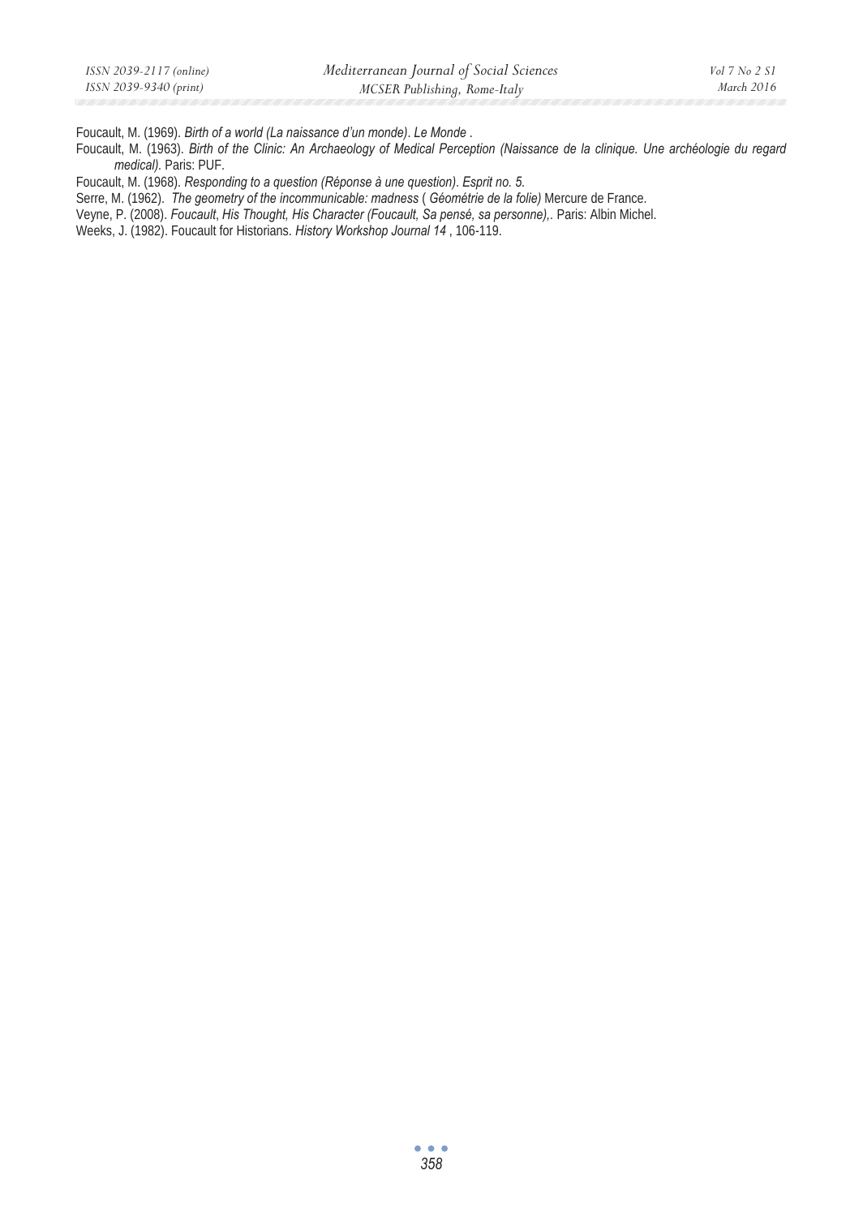Foucault, M. (1969). *Birth of a world (La naissance d'un monde)*. *Le Monde* .

Foucault, M. (1963). *Birth of the Clinic: An Archaeology of Medical Perception (Naissance de la clinique. Une archéologie du regard medical).* Paris: PUF.

Foucault, M. (1968). *Responding to a question (Réponse à une question)*. *Esprit no. 5.*

Serre, M. (1962). *The geometry of the incommunicable: madness* ( *Géométrie de la folie)* Mercure de France.

Veyne, P. (2008). *Foucault, His Thought, His Character (Foucault, Sa pensé, sa personne),.* Paris: Albin Michel.

Weeks, J. (1982). Foucault for Historians. *History Workshop Journal 14* , 106-119.